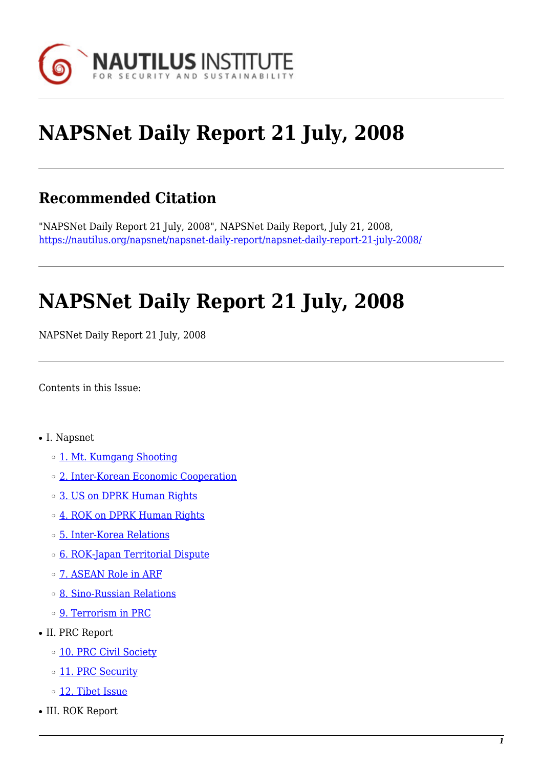# NAPSNet Daily Report 21 July, 2008

## Recommended Citation

"NAPSNet Daily Report 21 July, 2008", NAPSNet Daily Report, July 21, 2008, https://nautilus.org/napsnet/napsnet-daily-report/napsnet-daily-report-21-july-2008/

# NAPSNet Daily Report 21 July, 2008

NAPSNet Daily Report 21 July, 2008

Contents in this Issue:

- I. Napsnet
  - 1. Mt. Kumgang Shooting
  - 2. Inter-Korean Economic Cooperation
  - 3. US on DPRK Human Rights
  - 4. ROK on DPRK Human Rights
  - 5. Inter-Korea Relations
  - 6. ROK-Japan Territorial Dispute
  - 7. ASEAN Role in ARF
  - 8. Sino-Russian Relations
  - 9. Terrorism in PRC
- II. PRC Report
  - 10. PRC Civil Society
  - 11. PRC Security
  - 12. Tibet Issue
- III. ROK Report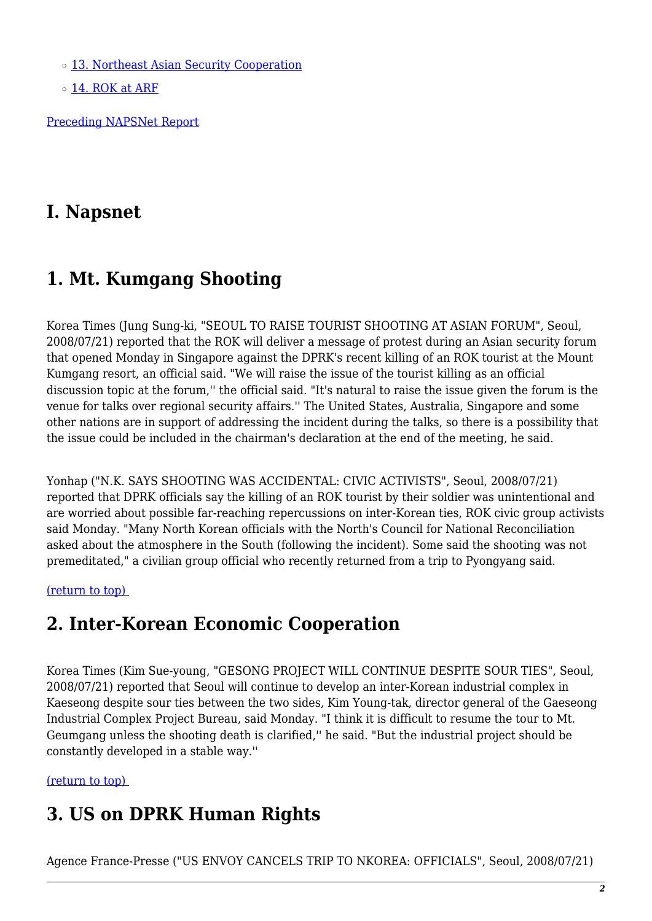- 13. Northeast Asian Security Cooperation
- 14. ROK at ARF

Preceding NAPSNet Report

# I. Napsnet

# 1. Mt. Kumgang Shooting

Korea Times (Jung Sung-ki, "SEOUL TO RAISE TOURIST SHOOTING AT ASIAN FORUM", Seoul, 2008/07/21) reported that the ROK will deliver a message of protest during an Asian security forum that opened Monday in Singapore against the DPRK's recent killing of an ROK tourist at the Mount Kumgang resort, an official said. "We will raise the issue of the tourist killing as an official discussion topic at the forum,'' the official said. "It's natural to raise the issue given the forum is the venue for talks over regional security affairs.'' The United States, Australia, Singapore and some other nations are in support of addressing the incident during the talks, so there is a possibility that the issue could be included in the chairman's declaration at the end of the meeting, he said.

Yonhap ("N.K. SAYS SHOOTING WAS ACCIDENTAL: CIVIC ACTIVISTS", Seoul, 2008/07/21) reported that DPRK officials say the killing of an ROK tourist by their soldier was unintentional and are worried about possible far-reaching repercussions on inter-Korean ties, ROK civic group activists said Monday. "Many North Korean officials with the North's Council for National Reconciliation asked about the atmosphere in the South (following the incident). Some said the shooting was not premeditated," a civilian group official who recently returned from a trip to Pyongyang said.

(return to top)

# 2. Inter-Korean Economic Cooperation

Korea Times (Kim Sue-young, "GESONG PROJECT WILL CONTINUE DESPITE SOUR TIES", Seoul, 2008/07/21) reported that Seoul will continue to develop an inter-Korean industrial complex in Kaeseong despite sour ties between the two sides, Kim Young-tak, director general of the Gaeseong Industrial Complex Project Bureau, said Monday. "I think it is difficult to resume the tour to Mt. Geumgang unless the shooting death is clarified,'' he said. "But the industrial project should be constantly developed in a stable way.''

(return to top)

# 3. US on DPRK Human Rights

Agence France-Presse ("US ENVOY CANCELS TRIP TO NKOREA: OFFICIALS", Seoul, 2008/07/21)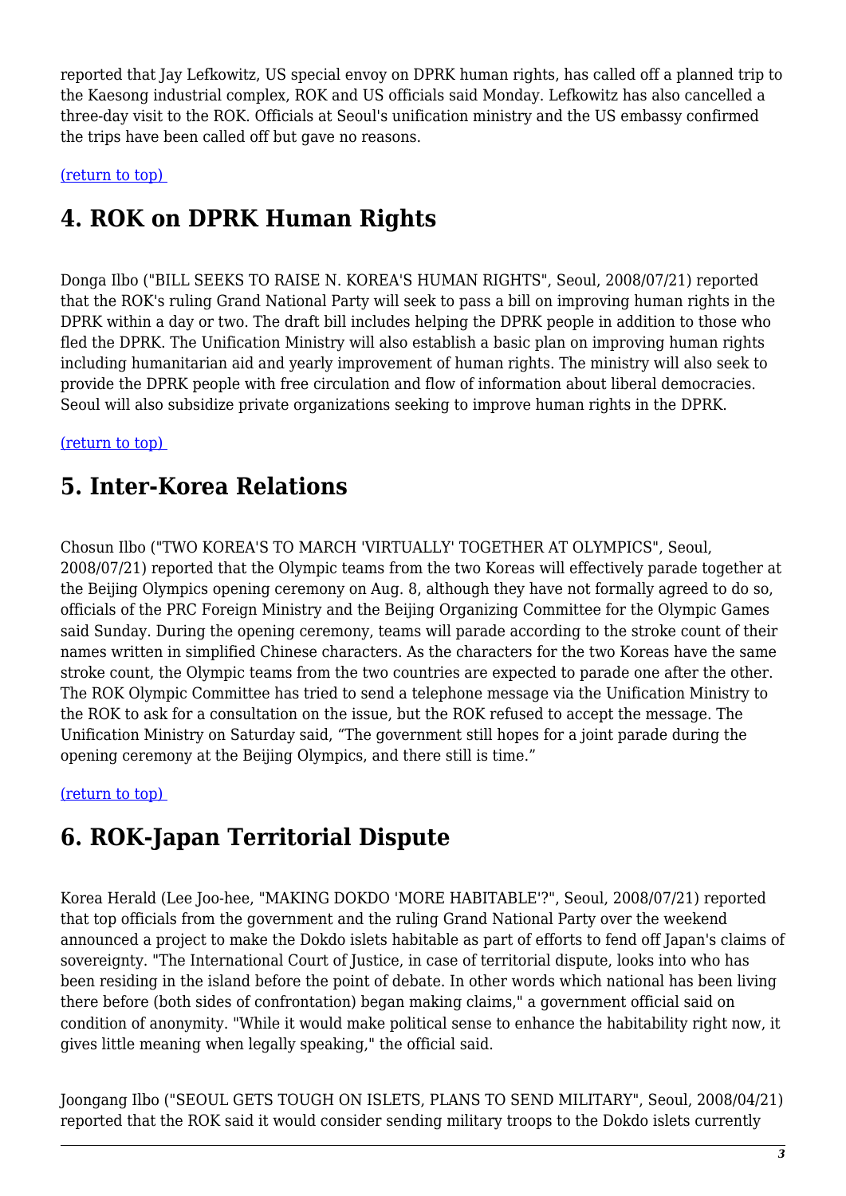reported that Jay Lefkowitz, US special envoy on DPRK human rights, has called off a planned trip to the Kaesong industrial complex, ROK and US officials said Monday. Lefkowitz has also cancelled a three-day visit to the ROK. Officials at Seoul's unification ministry and the US embassy confirmed the trips have been called off but gave no reasons.

(return to top) 

## 4. ROK on DPRK Human Rights

Donga Ilbo ("BILL SEEKS TO RAISE N. KOREA'S HUMAN RIGHTS", Seoul, 2008/07/21) reported that the ROK's ruling Grand National Party will seek to pass a bill on improving human rights in the DPRK within a day or two. The draft bill includes helping the DPRK people in addition to those who fled the DPRK. The Unification Ministry will also establish a basic plan on improving human rights including humanitarian aid and yearly improvement of human rights. The ministry will also seek to provide the DPRK people with free circulation and flow of information about liberal democracies. Seoul will also subsidize private organizations seeking to improve human rights in the DPRK.

(return to top) 

## 5. Inter-Korea Relations

Chosun Ilbo ("TWO KOREA'S TO MARCH 'VIRTUALLY' TOGETHER AT OLYMPICS", Seoul, 2008/07/21) reported that the Olympic teams from the two Koreas will effectively parade together at the Beijing Olympics opening ceremony on Aug. 8, although they have not formally agreed to do so, officials of the PRC Foreign Ministry and the Beijing Organizing Committee for the Olympic Games said Sunday. During the opening ceremony, teams will parade according to the stroke count of their names written in simplified Chinese characters. As the characters for the two Koreas have the same stroke count, the Olympic teams from the two countries are expected to parade one after the other. The ROK Olympic Committee has tried to send a telephone message via the Unification Ministry to the ROK to ask for a consultation on the issue, but the ROK refused to accept the message. The Unification Ministry on Saturday said, "The government still hopes for a joint parade during the opening ceremony at the Beijing Olympics, and there still is time."

(return to top) 

## 6. ROK-Japan Territorial Dispute

Korea Herald (Lee Joo-hee, "MAKING DOKDO 'MORE HABITABLE'?", Seoul, 2008/07/21) reported that top officials from the government and the ruling Grand National Party over the weekend announced a project to make the Dokdo islets habitable as part of efforts to fend off Japan's claims of sovereignty. "The International Court of Justice, in case of territorial dispute, looks into who has been residing in the island before the point of debate. In other words which national has been living there before (both sides of confrontation) began making claims," a government official said on condition of anonymity. "While it would make political sense to enhance the habitability right now, it gives little meaning when legally speaking," the official said.

Joongang Ilbo ("SEOUL GETS TOUGH ON ISLETS, PLANS TO SEND MILITARY", Seoul, 2008/04/21) reported that the ROK said it would consider sending military troops to the Dokdo islets currently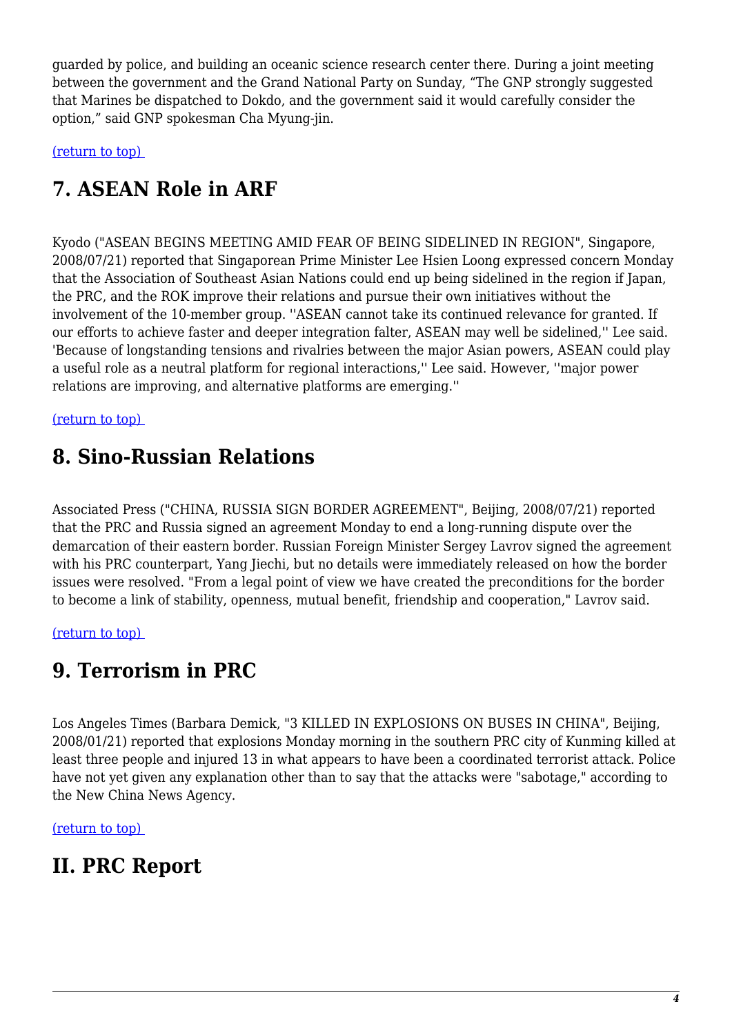guarded by police, and building an oceanic science research center there. During a joint meeting between the government and the Grand National Party on Sunday, "The GNP strongly suggested that Marines be dispatched to Dokdo, and the government said it would carefully consider the option," said GNP spokesman Cha Myung-jin.

(return to top)

## 7. ASEAN Role in ARF

Kyodo ("ASEAN BEGINS MEETING AMID FEAR OF BEING SIDELINED IN REGION", Singapore, 2008/07/21) reported that Singaporean Prime Minister Lee Hsien Loong expressed concern Monday that the Association of Southeast Asian Nations could end up being sidelined in the region if Japan, the PRC, and the ROK improve their relations and pursue their own initiatives without the involvement of the 10-member group. ''ASEAN cannot take its continued relevance for granted. If our efforts to achieve faster and deeper integration falter, ASEAN may well be sidelined,'' Lee said. 'Because of longstanding tensions and rivalries between the major Asian powers, ASEAN could play a useful role as a neutral platform for regional interactions,'' Lee said. However, ''major power relations are improving, and alternative platforms are emerging.''

(return to top)

## 8. Sino-Russian Relations

Associated Press ("CHINA, RUSSIA SIGN BORDER AGREEMENT", Beijing, 2008/07/21) reported that the PRC and Russia signed an agreement Monday to end a long-running dispute over the demarcation of their eastern border. Russian Foreign Minister Sergey Lavrov signed the agreement with his PRC counterpart, Yang Jiechi, but no details were immediately released on how the border issues were resolved. "From a legal point of view we have created the preconditions for the border to become a link of stability, openness, mutual benefit, friendship and cooperation," Lavrov said.

(return to top)

## 9. Terrorism in PRC

Los Angeles Times (Barbara Demick, "3 KILLED IN EXPLOSIONS ON BUSES IN CHINA", Beijing, 2008/01/21) reported that explosions Monday morning in the southern PRC city of Kunming killed at least three people and injured 13 in what appears to have been a coordinated terrorist attack. Police have not yet given any explanation other than to say that the attacks were "sabotage," according to the New China News Agency.

(return to top)

# II. PRC Report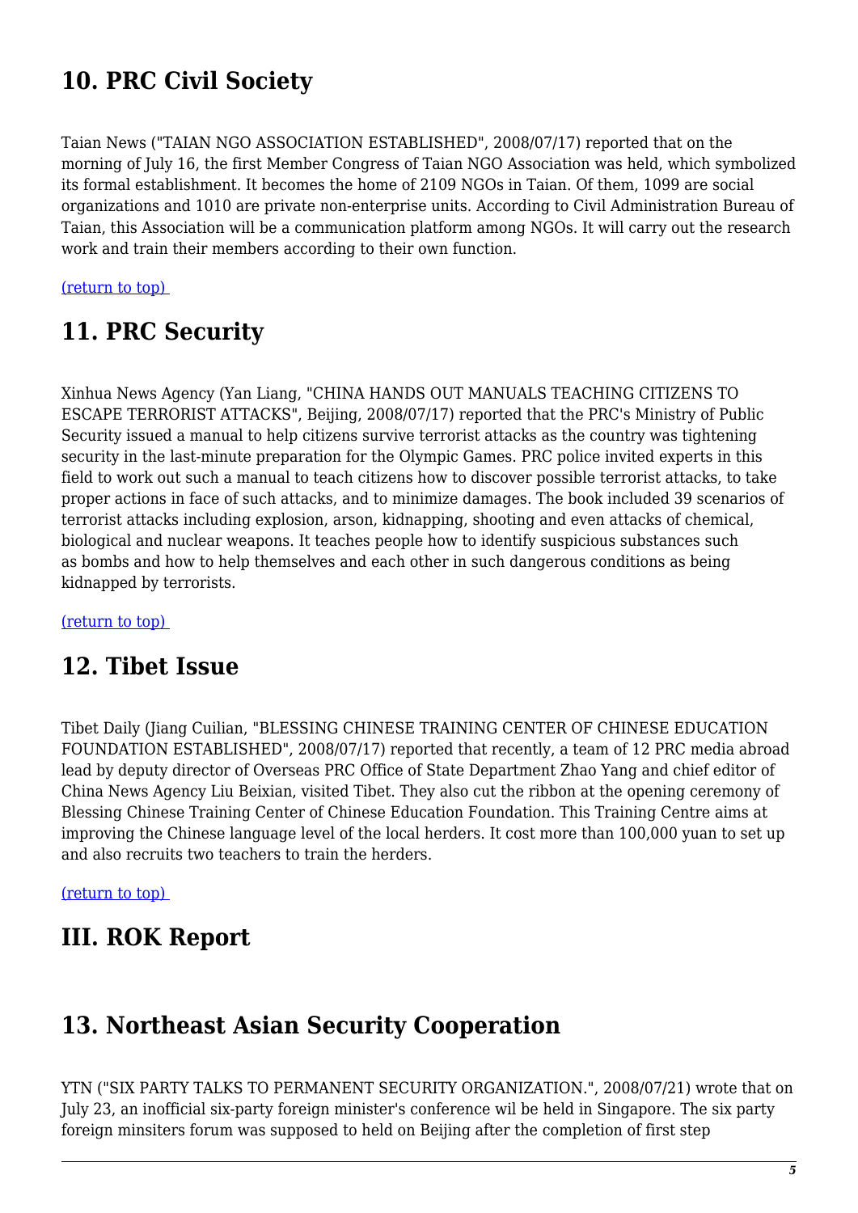## 10. PRC Civil Society

Taian News ("TAIAN NGO ASSOCIATION ESTABLISHED", 2008/07/17) reported that on the morning of July 16, the first Member Congress of Taian NGO Association was held, which symbolized its formal establishment. It becomes the home of 2109 NGOs in Taian. Of them, 1099 are social organizations and 1010 are private non-enterprise units. According to Civil Administration Bureau of Taian, this Association will be a communication platform among NGOs. It will carry out the research work and train their members according to their own function.

(return to top)

## 11. PRC Security

Xinhua News Agency (Yan Liang, "CHINA HANDS OUT MANUALS TEACHING CITIZENS TO ESCAPE TERRORIST ATTACKS", Beijing, 2008/07/17) reported that the PRC's Ministry of Public Security issued a manual to help citizens survive terrorist attacks as the country was tightening security in the last-minute preparation for the Olympic Games. PRC police invited experts in this field to work out such a manual to teach citizens how to discover possible terrorist attacks, to take proper actions in face of such attacks, and to minimize damages. The book included 39 scenarios of terrorist attacks including explosion, arson, kidnapping, shooting and even attacks of chemical, biological and nuclear weapons. It teaches people how to identify suspicious substances such as bombs and how to help themselves and each other in such dangerous conditions as being kidnapped by terrorists.

(return to top)

## 12. Tibet Issue

Tibet Daily (Jiang Cuilian, "BLESSING CHINESE TRAINING CENTER OF CHINESE EDUCATION FOUNDATION ESTABLISHED", 2008/07/17) reported that recently, a team of 12 PRC media abroad lead by deputy director of Overseas PRC Office of State Department Zhao Yang and chief editor of China News Agency Liu Beixian, visited Tibet. They also cut the ribbon at the opening ceremony of Blessing Chinese Training Center of Chinese Education Foundation. This Training Centre aims at improving the Chinese language level of the local herders. It cost more than 100,000 yuan to set up and also recruits two teachers to train the herders.

(return to top)

## III. ROK Report

## 13. Northeast Asian Security Cooperation

YTN ("SIX PARTY TALKS TO PERMANENT SECURITY ORGANIZATION.", 2008/07/21) wrote that on July 23, an inofficial six-party foreign minister's conference wil be held in Singapore. The six party foreign minsiters forum was supposed to held on Beijing after the completion of first step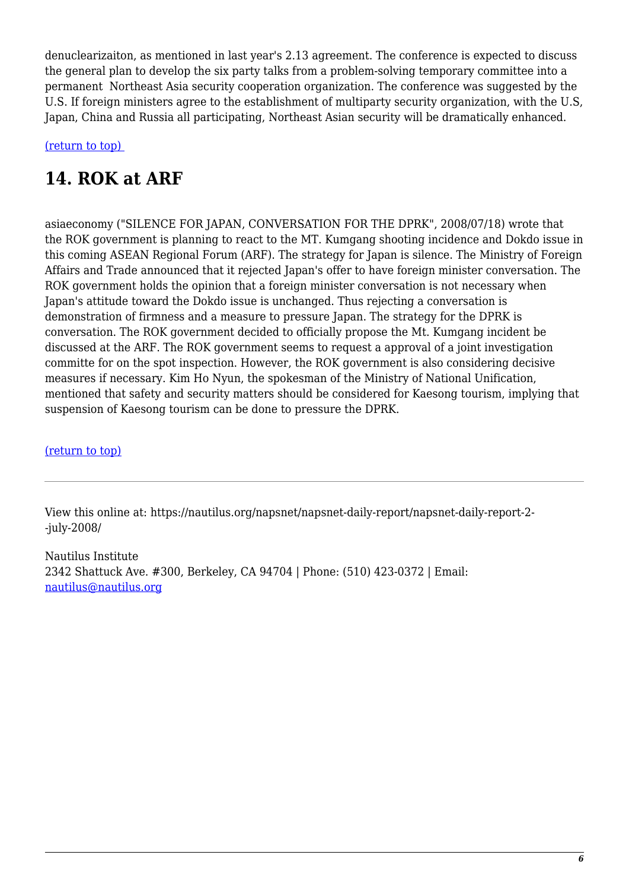denuclearizaiton, as mentioned in last year's 2.13 agreement. The conference is expected to discuss the general plan to develop the six party talks from a problem-solving temporary committee into a permanent Northeast Asia security cooperation organization. The conference was suggested by the U.S. If foreign ministers agree to the establishment of multiparty security organization, with the U.S, Japan, China and Russia all participating, Northeast Asian security will be dramatically enhanced.

(return to top)

## 14. ROK at ARF

asiaeconomy ("SILENCE FOR JAPAN, CONVERSATION FOR THE DPRK", 2008/07/18) wrote that the ROK government is planning to react to the MT. Kumgang shooting incidence and Dokdo issue in this coming ASEAN Regional Forum (ARF). The strategy for Japan is silence. The Ministry of Foreign Affairs and Trade announced that it rejected Japan's offer to have foreign minister conversation. The ROK government holds the opinion that a foreign minister conversation is not necessary when Japan's attitude toward the Dokdo issue is unchanged. Thus rejecting a conversation is demonstration of firmness and a measure to pressure Japan. The strategy for the DPRK is conversation. The ROK government decided to officially propose the Mt. Kumgang incident be discussed at the ARF. The ROK government seems to request a approval of a joint investigation committe for on the spot inspection. However, the ROK government is also considering decisive measures if necessary. Kim Ho Nyun, the spokesman of the Ministry of National Unification, mentioned that safety and security matters should be considered for Kaesong tourism, implying that suspension of Kaesong tourism can be done to pressure the DPRK.

(return to top)

---

View this online at: https://nautilus.org/napsnet/napsnet-daily-report/napsnet-daily-report-2--july-2008/

Nautilus Institute
2342 Shattuck Ave. #300, Berkeley, CA 94704 | Phone: (510) 423-0372 | Email: nautilus@nautilus.org